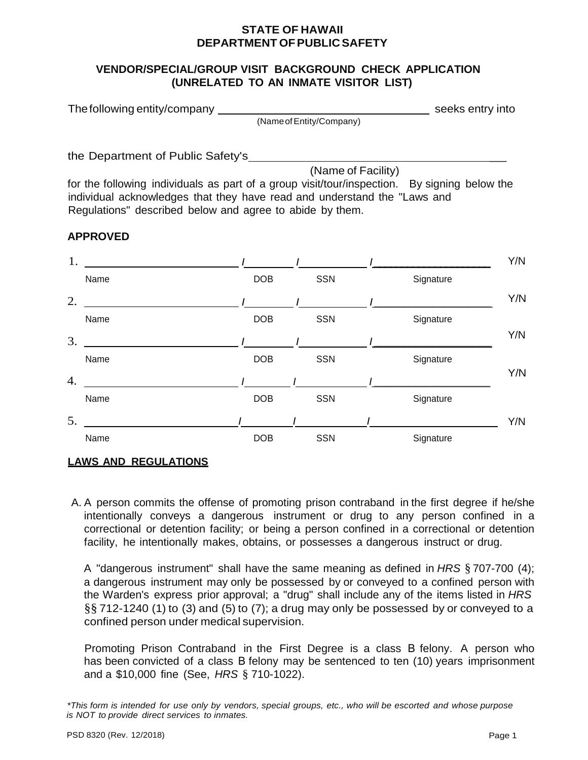**STATE OF HAWAII**
**DEPARTMENT OF PUBLIC SAFETY**

## VENDOR/SPECIAL/GROUP VISIT BACKGROUND CHECK APPLICATION (UNRELATED TO AN INMATE VISITOR LIST)

The following entity/company ________________________________ seeks entry into
(Name of Entity/Company)

the Department of Public Safety's ______________________________________
(Name of Facility)

for the following individuals as part of a group visit/tour/inspection. By signing below the individual acknowledges that they have read and understand the "Laws and Regulations" described below and agree to abide by them.

**APPROVED**

| # | Name | DOB | SSN | Signature | |
|---|---|---|---|---|---|
| 1. | | | | | Y/N |
| 2. | | | | | Y/N |
| 3. | | | | | Y/N |
| 4. | | | | | Y/N |
| 5. | | | | | Y/N |

**LAWS AND REGULATIONS**

A. A person commits the offense of promoting prison contraband in the first degree if he/she intentionally conveys a dangerous instrument or drug to any person confined in a correctional or detention facility; or being a person confined in a correctional or detention facility, he intentionally makes, obtains, or possesses a dangerous instruct or drug.

A "dangerous instrument" shall have the same meaning as defined in *HRS* § 707-700 (4); a dangerous instrument may only be possessed by or conveyed to a confined person with the Warden's express prior approval; a "drug" shall include any of the items listed in *HRS* §§ 712-1240 (1) to (3) and (5) to (7); a drug may only be possessed by or conveyed to a confined person under medical supervision.

Promoting Prison Contraband in the First Degree is a class B felony. A person who has been convicted of a class B felony may be sentenced to ten (10) years imprisonment and a $10,000 fine (See, *HRS* § 710-1022).

*\*This form is intended for use only by vendors, special groups, etc., who will be escorted and whose purpose is NOT to provide direct services to inmates.*

PSD 8320 (Rev. 12/2018)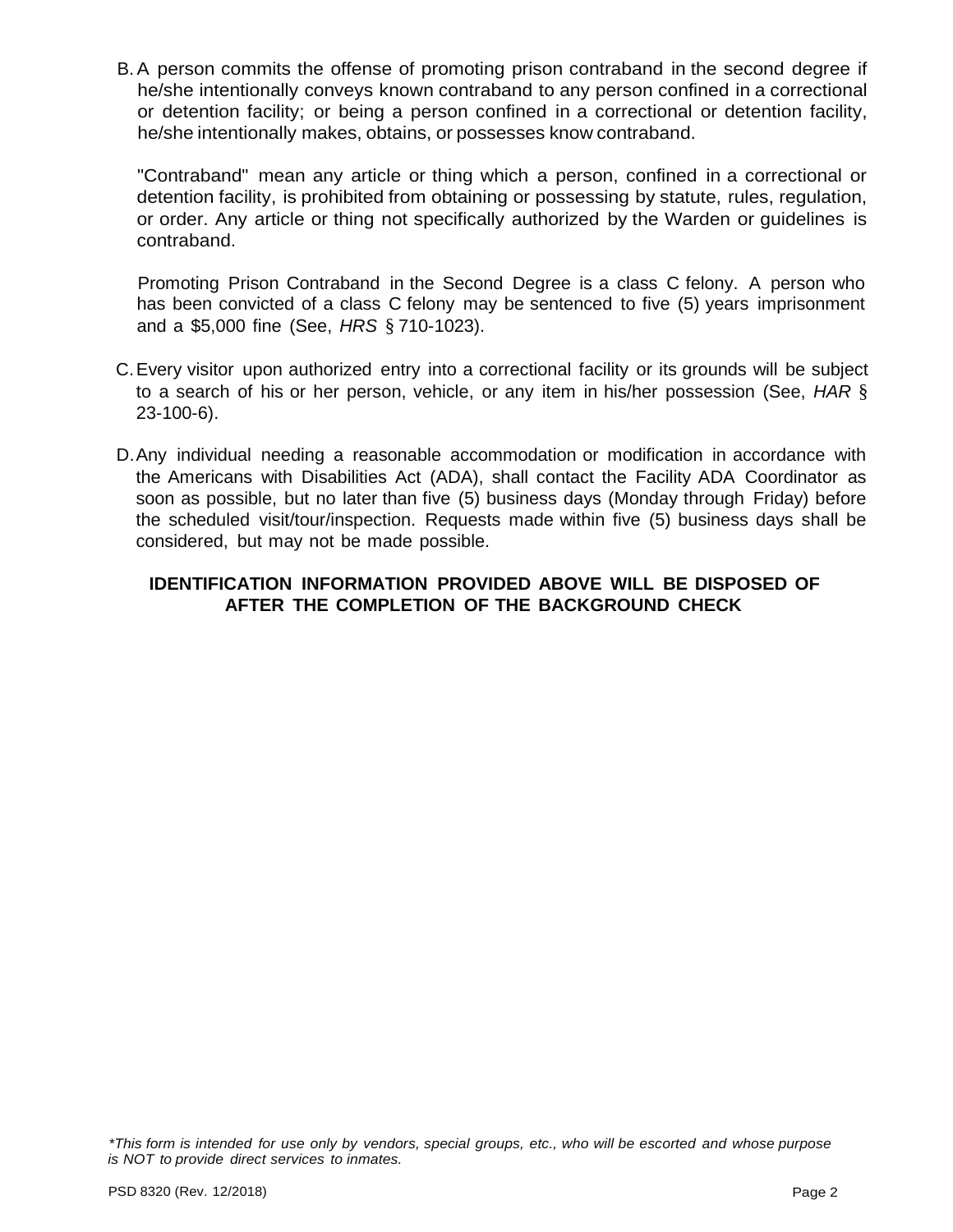B. A person commits the offense of promoting prison contraband in the second degree if he/she intentionally conveys known contraband to any person confined in a correctional or detention facility; or being a person confined in a correctional or detention facility, he/she intentionally makes, obtains, or possesses know contraband.

   "Contraband" mean any article or thing which a person, confined in a correctional or detention facility, is prohibited from obtaining or possessing by statute, rules, regulation, or order. Any article or thing not specifically authorized by the Warden or guidelines is contraband.

   Promoting Prison Contraband in the Second Degree is a class C felony. A person who has been convicted of a class C felony may be sentenced to five (5) years imprisonment and a $5,000 fine (See, *HRS* § 710-1023).

C. Every visitor upon authorized entry into a correctional facility or its grounds will be subject to a search of his or her person, vehicle, or any item in his/her possession (See, *HAR* § 23-100-6).

D. Any individual needing a reasonable accommodation or modification in accordance with the Americans with Disabilities Act (ADA), shall contact the Facility ADA Coordinator as soon as possible, but no later than five (5) business days (Monday through Friday) before the scheduled visit/tour/inspection. Requests made within five (5) business days shall be considered, but may not be made possible.

**IDENTIFICATION INFORMATION PROVIDED ABOVE WILL BE DISPOSED OF AFTER THE COMPLETION OF THE BACKGROUND CHECK**

*\*This form is intended for use only by vendors, special groups, etc., who will be escorted and whose purpose is NOT to provide direct services to inmates.*

PSD 8320 (Rev. 12/2018)